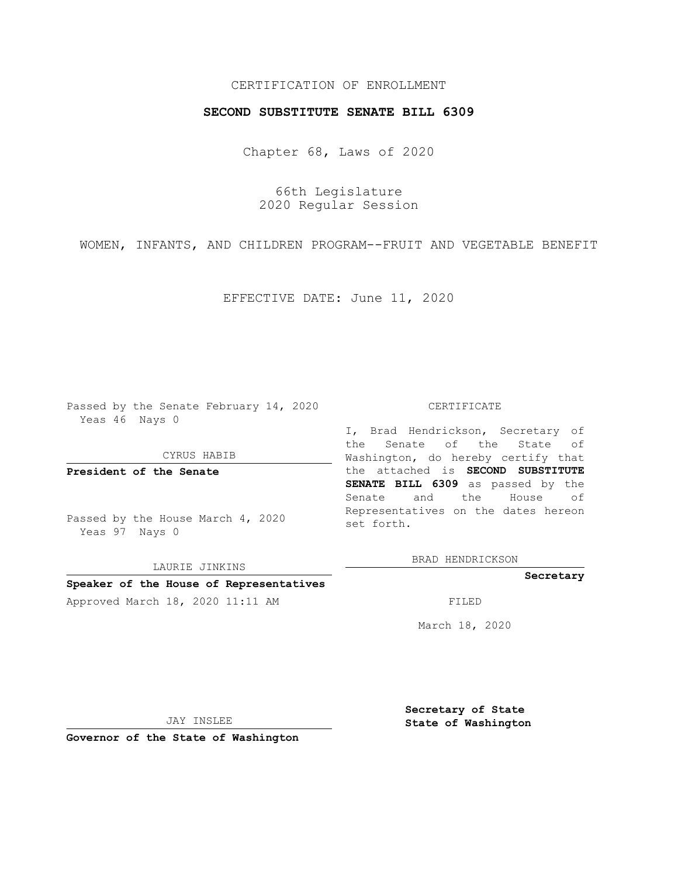CERTIFICATION OF ENROLLMENT

**SECOND SUBSTITUTE SENATE BILL 6309**

Chapter 68, Laws of 2020

66th Legislature
2020 Regular Session

WOMEN, INFANTS, AND CHILDREN PROGRAM--FRUIT AND VEGETABLE BENEFIT

EFFECTIVE DATE: June 11, 2020

Passed by the Senate February 14, 2020
Yeas 46 Nays 0

CYRUS HABIB

**President of the Senate**

Passed by the House March 4, 2020
Yeas 97 Nays 0

LAURIE JINKINS

**Speaker of the House of Representatives**

Approved March 18, 2020 11:11 AM

JAY INSLEE

**Governor of the State of Washington**

CERTIFICATE

I, Brad Hendrickson, Secretary of the Senate of the State of Washington, do hereby certify that the attached is **SECOND SUBSTITUTE SENATE BILL 6309** as passed by the Senate and the House of Representatives on the dates hereon set forth.

BRAD HENDRICKSON

**Secretary**

FILED

March 18, 2020

**Secretary of State**
**State of Washington**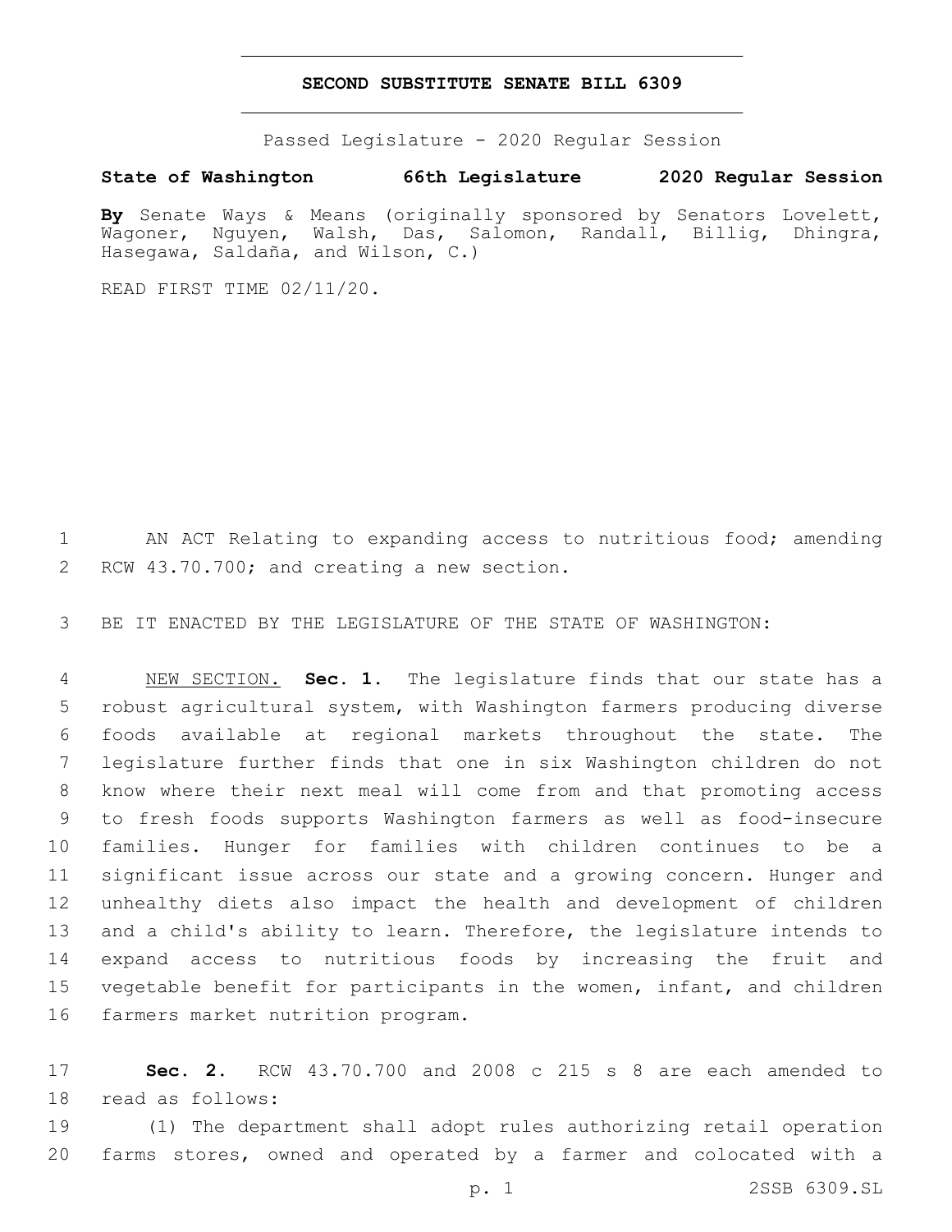# SECOND SUBSTITUTE SENATE BILL 6309

Passed Legislature - 2020 Regular Session

**State of Washington 66th Legislature 2020 Regular Session**

**By** Senate Ways & Means (originally sponsored by Senators Lovelett, Wagoner, Nguyen, Walsh, Das, Salomon, Randall, Billig, Dhingra, Hasegawa, Saldaña, and Wilson, C.)

READ FIRST TIME 02/11/20.

AN ACT Relating to expanding access to nutritious food; amending RCW 43.70.700; and creating a new section.

BE IT ENACTED BY THE LEGISLATURE OF THE STATE OF WASHINGTON:

NEW SECTION. **Sec. 1.** The legislature finds that our state has a robust agricultural system, with Washington farmers producing diverse foods available at regional markets throughout the state. The legislature further finds that one in six Washington children do not know where their next meal will come from and that promoting access to fresh foods supports Washington farmers as well as food-insecure families. Hunger for families with children continues to be a significant issue across our state and a growing concern. Hunger and unhealthy diets also impact the health and development of children and a child's ability to learn. Therefore, the legislature intends to expand access to nutritious foods by increasing the fruit and vegetable benefit for participants in the women, infant, and children farmers market nutrition program.

**Sec. 2.** RCW 43.70.700 and 2008 c 215 s 8 are each amended to read as follows:

(1) The department shall adopt rules authorizing retail operation farms stores, owned and operated by a farmer and colocated with a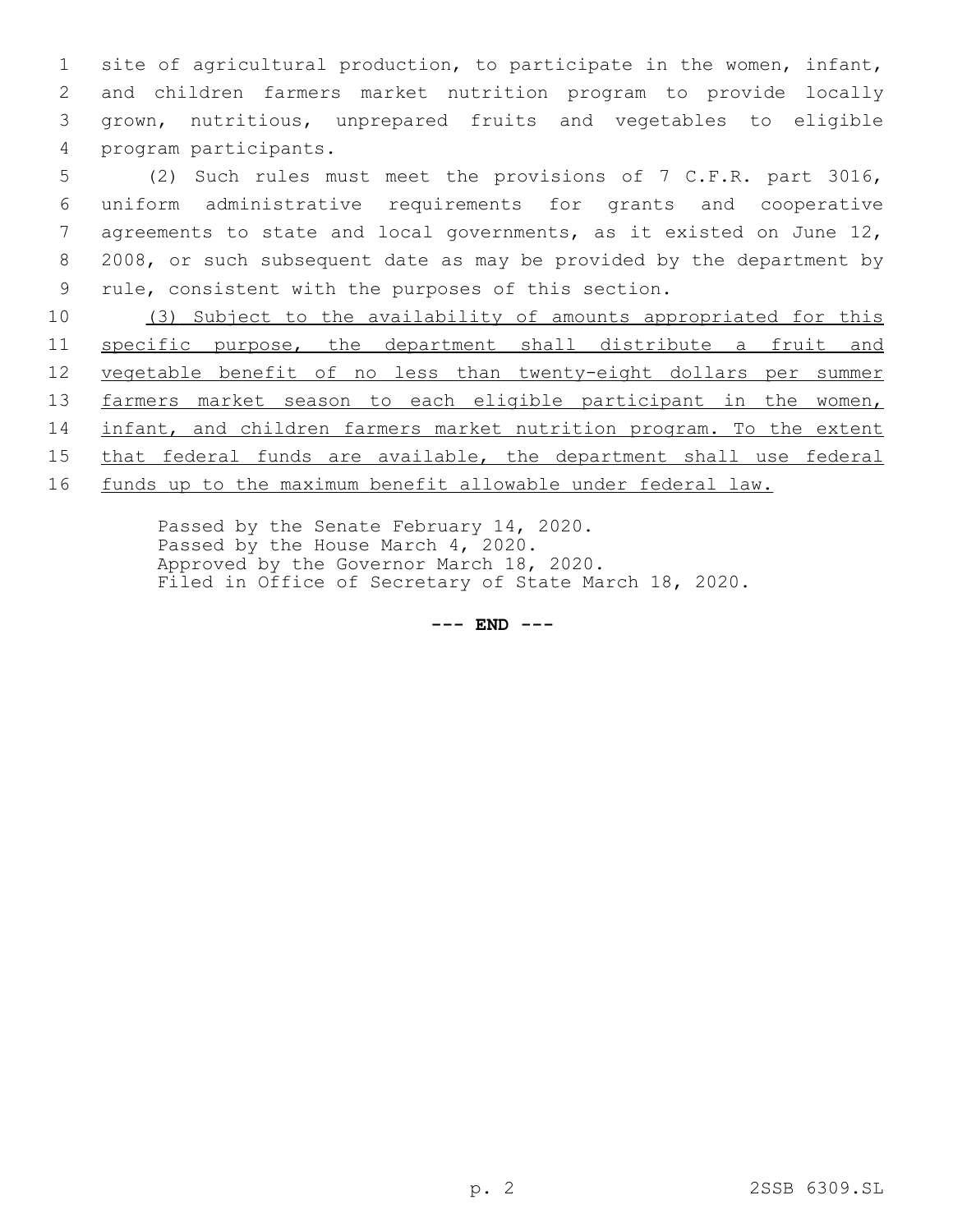site of agricultural production, to participate in the women, infant, and children farmers market nutrition program to provide locally grown, nutritious, unprepared fruits and vegetables to eligible program participants.

(2) Such rules must meet the provisions of 7 C.F.R. part 3016, uniform administrative requirements for grants and cooperative agreements to state and local governments, as it existed on June 12, 2008, or such subsequent date as may be provided by the department by rule, consistent with the purposes of this section.

<u>(3) Subject to the availability of amounts appropriated for this specific purpose, the department shall distribute a fruit and vegetable benefit of no less than twenty-eight dollars per summer farmers market season to each eligible participant in the women, infant, and children farmers market nutrition program. To the extent that federal funds are available, the department shall use federal funds up to the maximum benefit allowable under federal law.</u>

Passed by the Senate February 14, 2020.
Passed by the House March 4, 2020.
Approved by the Governor March 18, 2020.
Filed in Office of Secretary of State March 18, 2020.

**--- END ---**